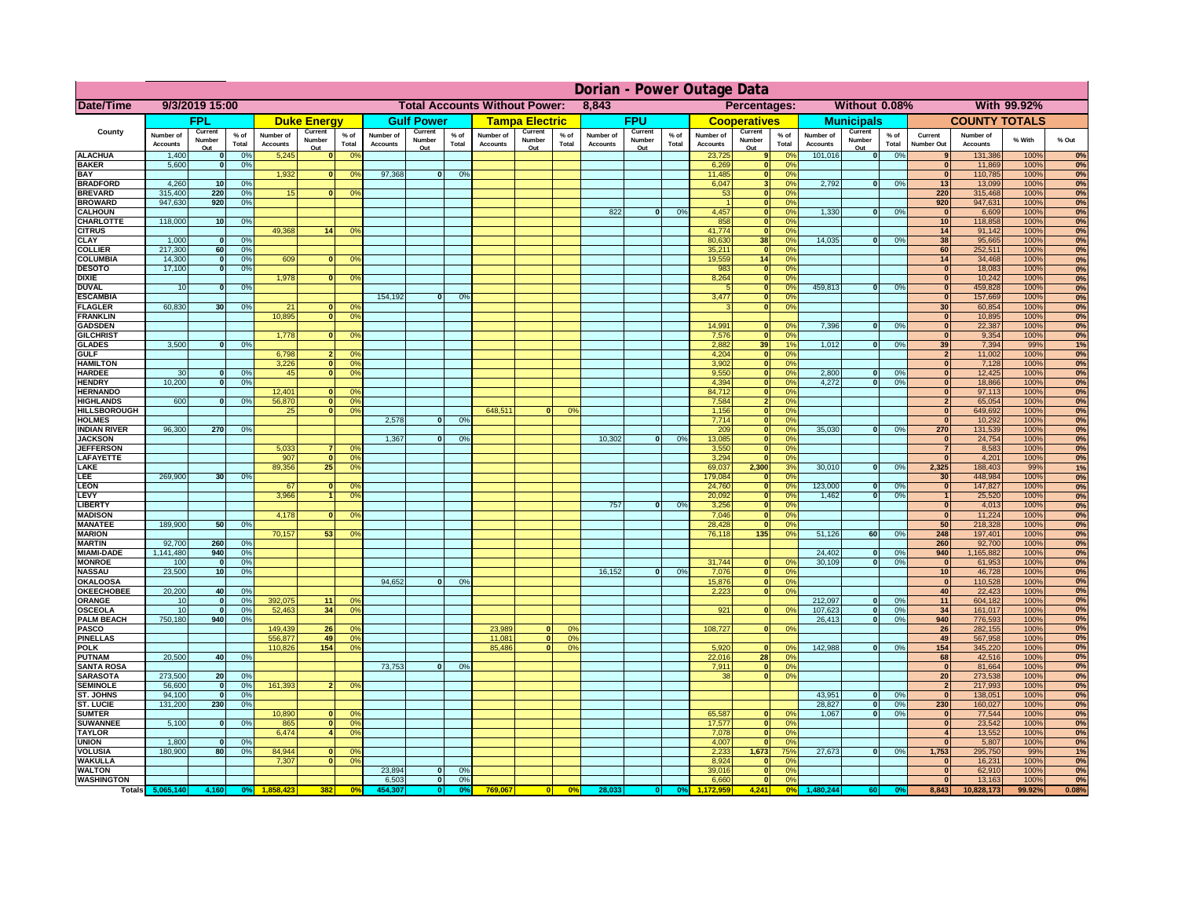# Dorian - Power Outage Data

| Date/Time | 9/3/2019 15:00 | | Total Accounts Without Power: | 8,843 | | Percentages: | Without 0.08% | With 99.92% |
|---|---|---|---|---|---|---|---|---|

| County | FPL | | | Duke Energy | | | Gulf Power | | | Tampa Electric | | | FPU | | | Cooperatives | | | Municipals | | | COUNTY TOTALS | | | |
|---|---|---|---|---|---|---|---|---|---|---|---|---|---|---|---|---|---|---|---|---|---|---|---|---|---|
| | Number of Accounts | Current Number Out | % of Total | Number of Accounts | Current Number Out | % of Total | Number of Accounts | Current Number Out | % of Total | Number of Accounts | Current Number Out | % of Total | Number of Accounts | Current Number Out | % of Total | Number of Accounts | Current Number Out | % of Total | Number of Accounts | Current Number Out | % of Total | Current Number Out | Number of Accounts | % With | % Out |
| ALACHUA | 1,400 | 0 | 0% | 5,245 | 0 | 0% | | | | | | | | | | 23,725 | 9 | 0% | 101,016 | 0 | 0% | 9 | 131,386 | 100% | 0% |
| BAKER | 5,600 | 0 | 0% | | | | | | | | | | | | | 6,269 | 0 | 0% | | | | 0 | 11,869 | 100% | 0% |
| BAY | | | | 1,932 | 0 | 0% | 97,368 | 0 | 0% | | | | | | | 11,485 | 0 | 0% | | | | 0 | 110,785 | 100% | 0% |
| BRADFORD | 4,260 | 10 | 0% | | | | | | | | | | | | | 6,047 | 3 | 0% | 2,792 | 0 | 0% | 13 | 13,099 | 100% | 0% |
| BREVARD | 315,400 | 220 | 0% | 15 | 0 | 0% | | | | | | | | | | 53 | 0 | 0% | | | | 220 | 315,468 | 100% | 0% |
| BROWARD | 947,630 | 920 | 0% | | | | | | | | | | | | | 1 | 0 | 0% | | | | 920 | 947,631 | 100% | 0% |
| CALHOUN | | | | | | | | | | | | | 822 | 0 | 0% | 4,457 | 0 | 0% | 1,330 | 0 | 0% | 0 | 6,609 | 100% | 0% |
| CHARLOTTE | 118,000 | 10 | 0% | | | | | | | | | | | | | 858 | 0 | 0% | | | | 10 | 118,858 | 100% | 0% |
| CITRUS | | | | 49,368 | 14 | 0% | | | | | | | | | | 41,774 | 0 | 0% | | | | 14 | 91,142 | 100% | 0% |
| CLAY | 1,000 | 0 | 0% | | | | | | | | | | | | | 80,630 | 38 | 0% | 14,035 | 0 | 0% | 38 | 95,665 | 100% | 0% |
| COLLIER | 217,300 | 60 | 0% | | | | | | | | | | | | | 35,211 | 0 | 0% | | | | 60 | 252,511 | 100% | 0% |
| COLUMBIA | 14,300 | 0 | 0% | 609 | 0 | 0% | | | | | | | | | | 19,559 | 14 | 0% | | | | 14 | 34,468 | 100% | 0% |
| DESOTO | 17,100 | 0 | 0% | | | | | | | | | | | | | 983 | 0 | 0% | | | | 0 | 18,083 | 100% | 0% |
| DIXIE | | | | 1,978 | 0 | 0% | | | | | | | | | | 8,264 | 0 | 0% | | | | 0 | 10,242 | 100% | 0% |
| DUVAL | 10 | 0 | 0% | | | | | | | | | | | | | 5 | 0 | 0% | 459,813 | 0 | 0% | 0 | 459,828 | 100% | 0% |
| ESCAMBIA | | | | | | | 154,192 | 0 | 0% | | | | | | | 3,477 | 0 | 0% | | | | 0 | 157,669 | 100% | 0% |
| FLAGLER | 60,830 | 30 | 0% | 21 | 0 | 0% | | | | | | | | | | 3 | 0 | 0% | | | | 30 | 60,854 | 100% | 0% |
| FRANKLIN | | | | 10,895 | 0 | 0% | | | | | | | | | | | | | | | | 0 | 10,895 | 100% | 0% |
| GADSDEN | | | | | | | | | | | | | | | | 14,991 | 0 | 0% | 7,396 | 0 | 0% | 0 | 22,387 | 100% | 0% |
| GILCHRIST | | | | 1,778 | 0 | 0% | | | | | | | | | | 7,576 | 0 | 0% | | | | 0 | 9,354 | 100% | 0% |
| GLADES | 3,500 | 0 | 0% | | | | | | | | | | | | | 2,882 | 39 | 1% | 1,012 | 0 | 0% | 39 | 7,394 | 99% | 1% |
| GULF | | | | 6,798 | 2 | 0% | | | | | | | | | | 4,204 | 0 | 0% | | | | 2 | 11,002 | 100% | 0% |
| HAMILTON | | | | 3,226 | 0 | 0% | | | | | | | | | | 3,902 | 0 | 0% | | | | 0 | 7,128 | 100% | 0% |
| HARDEE | 30 | 0 | 0% | 45 | 0 | 0% | | | | | | | | | | 9,550 | 0 | 0% | 2,800 | 0 | 0% | 0 | 12,425 | 100% | 0% |
| HENDRY | 10,200 | 0 | 0% | | | | | | | | | | | | | 4,394 | 0 | 0% | 4,272 | 0 | 0% | 0 | 18,866 | 100% | 0% |
| HERNANDO | | | | 12,401 | 0 | 0% | | | | | | | | | | 84,712 | 0 | 0% | | | | 0 | 97,113 | 100% | 0% |
| HIGHLANDS | 600 | 0 | 0% | 56,870 | 0 | 0% | | | | | | | | | | 7,584 | 2 | 0% | | | | 2 | 65,054 | 100% | 0% |
| HILLSBOROUGH | | | | 25 | 0 | 0% | | | | 648,511 | 0 | 0% | | | | 1,156 | 0 | 0% | | | | 0 | 649,692 | 100% | 0% |
| HOLMES | | | | | | | 2,578 | 0 | 0% | | | | | | | 7,714 | 0 | 0% | | | | 0 | 10,292 | 100% | 0% |
| INDIAN RIVER | 96,300 | 270 | 0% | | | | | | | | | | | | | 209 | 0 | 0% | 35,030 | 0 | 0% | 270 | 131,539 | 100% | 0% |
| JACKSON | | | | | | | 1,367 | 0 | 0% | | | | 10,302 | 0 | 0% | 13,085 | 0 | 0% | | | | 0 | 24,754 | 100% | 0% |
| JEFFERSON | | | | 5,033 | 7 | 0% | | | | | | | | | | 3,550 | 0 | 0% | | | | 7 | 8,583 | 100% | 0% |
| LAFAYETTE | | | | 907 | 0 | 0% | | | | | | | | | | 3,294 | 0 | 0% | | | | 0 | 4,201 | 100% | 0% |
| LAKE | | | | 89,356 | 25 | 0% | | | | | | | | | | 69,037 | 2,300 | 3% | 30,010 | 0 | 0% | 2,325 | 188,403 | 99% | 1% |
| LEE | 269,900 | 30 | 0% | | | | | | | | | | | | | 179,084 | 0 | 0% | | | | 30 | 448,984 | 100% | 0% |
| LEON | | | | 67 | 0 | 0% | | | | | | | | | | 24,760 | 0 | 0% | 123,000 | 0 | 0% | 0 | 147,827 | 100% | 0% |
| LEVY | | | | 3,966 | 1 | 0% | | | | | | | | | | 20,092 | 0 | 0% | 1,462 | 0 | 0% | 1 | 25,520 | 100% | 0% |
| LIBERTY | | | | | | | | | | | | | 757 | 0 | 0% | 3,256 | 0 | 0% | | | | 0 | 4,013 | 100% | 0% |
| MADISON | | | | 4,178 | 0 | 0% | | | | | | | | | | 7,046 | 0 | 0% | | | | 0 | 11,224 | 100% | 0% |
| MANATEE | 189,900 | 50 | 0% | | | | | | | | | | | | | 28,428 | 0 | 0% | | | | 50 | 218,328 | 100% | 0% |
| MARION | | | | 70,157 | 53 | 0% | | | | | | | | | | 76,118 | 135 | 0% | 51,126 | 60 | 0% | 248 | 197,401 | 100% | 0% |
| MARTIN | 92,700 | 260 | 0% | | | | | | | | | | | | | | | | | | | 260 | 92,700 | 100% | 0% |
| MIAMI-DADE | 1,141,480 | 940 | 0% | | | | | | | | | | | | | | | | 24,402 | 0 | 0% | 940 | 1,165,882 | 100% | 0% |
| MONROE | 100 | 0 | 0% | | | | | | | | | | | | | 31,744 | 0 | 0% | 30,109 | 0 | 0% | 0 | 61,953 | 100% | 0% |
| NASSAU | 23,500 | 10 | 0% | | | | | | | | | | 16,152 | 0 | 0% | 7,076 | 0 | 0% | | | | 10 | 46,728 | 100% | 0% |
| OKALOOSA | | | | | | | 94,652 | 0 | 0% | | | | | | | 15,876 | 0 | 0% | | | | 0 | 110,528 | 100% | 0% |
| OKEECHOBEE | 20,200 | 40 | 0% | | | | | | | | | | | | | 2,223 | 0 | 0% | | | | 40 | 22,423 | 100% | 0% |
| ORANGE | 10 | 0 | 0% | 392,075 | 11 | 0% | | | | | | | | | | | | | 212,097 | 0 | 0% | 11 | 604,182 | 100% | 0% |
| OSCEOLA | 10 | 0 | 0% | 52,463 | 34 | 0% | | | | | | | | | | 921 | 0 | 0% | 107,623 | 0 | 0% | 34 | 161,017 | 100% | 0% |
| PALM BEACH | 750,180 | 940 | 0% | | | | | | | | | | | | | | | | 26,413 | 0 | 0% | 940 | 776,593 | 100% | 0% |
| PASCO | | | | 149,439 | 26 | 0% | | | | 23,989 | 0 | 0% | | | | 108,727 | 0 | 0% | | | | 26 | 282,155 | 100% | 0% |
| PINELLAS | | | | 556,877 | 49 | 0% | | | | 11,081 | 0 | 0% | | | | | | | | | | 49 | 567,958 | 100% | 0% |
| POLK | | | | 110,826 | 154 | 0% | | | | 85,486 | 0 | 0% | | | | 5,920 | 0 | 0% | 142,988 | 0 | 0% | 154 | 345,220 | 100% | 0% |
| PUTNAM | 20,500 | 40 | 0% | | | | | | | | | | | | | 22,016 | 28 | 0% | | | | 68 | 42,516 | 100% | 0% |
| SANTA ROSA | | | | | | | 73,753 | 0 | 0% | | | | | | | 7,911 | 0 | 0% | | | | 0 | 81,664 | 100% | 0% |
| SARASOTA | 273,500 | 20 | 0% | | | | | | | | | | | | | 38 | 0 | 0% | | | | 20 | 273,538 | 100% | 0% |
| SEMINOLE | 56,600 | 0 | 0% | 161,393 | 2 | 0% | | | | | | | | | | | | | | | | 2 | 217,993 | 100% | 0% |
| ST. JOHNS | 94,100 | 0 | 0% | | | | | | | | | | | | | | | | 43,951 | 0 | 0% | 0 | 138,051 | 100% | 0% |
| ST. LUCIE | 131,200 | 230 | 0% | | | | | | | | | | | | | | | | 28,827 | 0 | 0% | 230 | 160,027 | 100% | 0% |
| SUMTER | | | | 10,890 | 0 | 0% | | | | | | | | | | 65,587 | 0 | 0% | 1,067 | 0 | 0% | 0 | 77,544 | 100% | 0% |
| SUWANNEE | 5,100 | 0 | 0% | 865 | 0 | 0% | | | | | | | | | | 17,577 | 0 | 0% | | | | 0 | 23,542 | 100% | 0% |
| TAYLOR | | | | 6,474 | 4 | 0% | | | | | | | | | | 7,078 | 0 | 0% | | | | 4 | 13,552 | 100% | 0% |
| UNION | 1,800 | 0 | 0% | | | | | | | | | | | | | 4,007 | 0 | 0% | | | | 0 | 5,807 | 100% | 0% |
| VOLUSIA | 180,900 | 80 | 0% | 84,944 | 0 | 0% | | | | | | | | | | 2,233 | 1,673 | 75% | 27,673 | 0 | 0% | 1,753 | 295,750 | 99% | 1% |
| WAKULLA | | | | 7,307 | 0 | 0% | | | | | | | | | | 8,924 | 0 | 0% | | | | 0 | 16,231 | 100% | 0% |
| WALTON | | | | | | | 23,894 | 0 | 0% | | | | | | | 39,016 | 0 | 0% | | | | 0 | 62,910 | 100% | 0% |
| WASHINGTON | | | | | | | 6,503 | 0 | 0% | | | | | | | 6,660 | 0 | 0% | | | | 0 | 13,163 | 100% | 0% |
| Totals | 5,065,140 | 4,160 | 0% | 1,858,423 | 382 | 0% | 454,307 | 0 | 0% | 769,067 | 0 | 0% | 28,033 | 0 | 0% | 1,172,959 | 4,241 | 0% | 1,480,244 | 60 | 0% | 8,843 | 10,828,173 | 99.92% | 0.08% |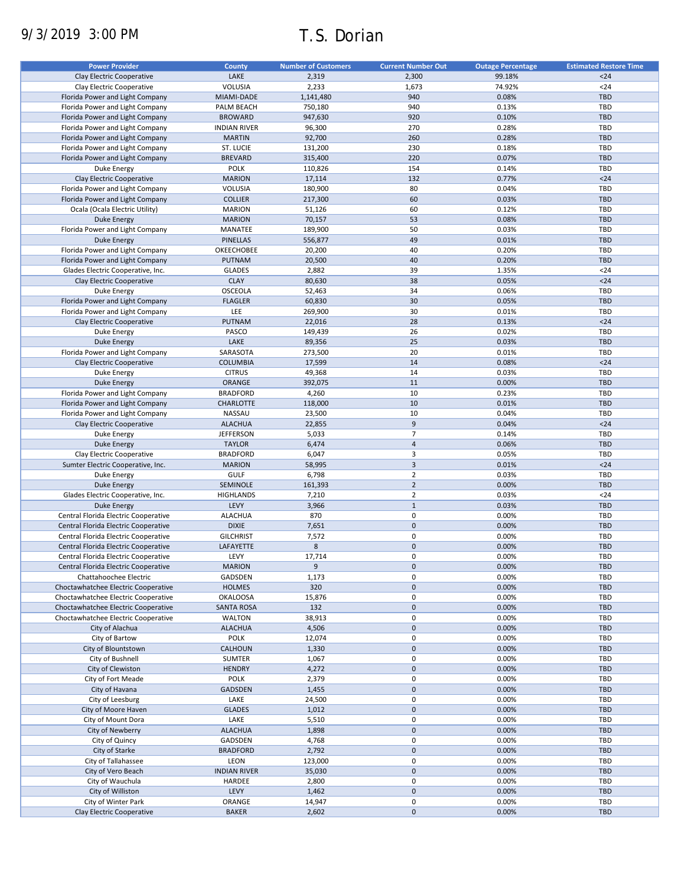9/3/2019 3:00 PM

# T.S. Dorian

| Power Provider | County | Number of Customers | Current Number Out | Outage Percentage | Estimated Restore Time |
|---|---|---|---|---|---|
| Clay Electric Cooperative | LAKE | 2,319 | 2,300 | 99.18% | <24 |
| Clay Electric Cooperative | VOLUSIA | 2,233 | 1,673 | 74.92% | <24 |
| Florida Power and Light Company | MIAMI-DADE | 1,141,480 | 940 | 0.08% | TBD |
| Florida Power and Light Company | PALM BEACH | 750,180 | 940 | 0.13% | TBD |
| Florida Power and Light Company | BROWARD | 947,630 | 920 | 0.10% | TBD |
| Florida Power and Light Company | INDIAN RIVER | 96,300 | 270 | 0.28% | TBD |
| Florida Power and Light Company | MARTIN | 92,700 | 260 | 0.28% | TBD |
| Florida Power and Light Company | ST. LUCIE | 131,200 | 230 | 0.18% | TBD |
| Florida Power and Light Company | BREVARD | 315,400 | 220 | 0.07% | TBD |
| Duke Energy | POLK | 110,826 | 154 | 0.14% | TBD |
| Clay Electric Cooperative | MARION | 17,114 | 132 | 0.77% | <24 |
| Florida Power and Light Company | VOLUSIA | 180,900 | 80 | 0.04% | TBD |
| Florida Power and Light Company | COLLIER | 217,300 | 60 | 0.03% | TBD |
| Ocala (Ocala Electric Utility) | MARION | 51,126 | 60 | 0.12% | TBD |
| Duke Energy | MARION | 70,157 | 53 | 0.08% | TBD |
| Florida Power and Light Company | MANATEE | 189,900 | 50 | 0.03% | TBD |
| Duke Energy | PINELLAS | 556,877 | 49 | 0.01% | TBD |
| Florida Power and Light Company | OKEECHOBEE | 20,200 | 40 | 0.20% | TBD |
| Florida Power and Light Company | PUTNAM | 20,500 | 40 | 0.20% | TBD |
| Glades Electric Cooperative, Inc. | GLADES | 2,882 | 39 | 1.35% | <24 |
| Clay Electric Cooperative | CLAY | 80,630 | 38 | 0.05% | <24 |
| Duke Energy | OSCEOLA | 52,463 | 34 | 0.06% | TBD |
| Florida Power and Light Company | FLAGLER | 60,830 | 30 | 0.05% | TBD |
| Florida Power and Light Company | LEE | 269,900 | 30 | 0.01% | TBD |
| Clay Electric Cooperative | PUTNAM | 22,016 | 28 | 0.13% | <24 |
| Duke Energy | PASCO | 149,439 | 26 | 0.02% | TBD |
| Duke Energy | LAKE | 89,356 | 25 | 0.03% | TBD |
| Florida Power and Light Company | SARASOTA | 273,500 | 20 | 0.01% | TBD |
| Clay Electric Cooperative | COLUMBIA | 17,599 | 14 | 0.08% | <24 |
| Duke Energy | CITRUS | 49,368 | 14 | 0.03% | TBD |
| Duke Energy | ORANGE | 392,075 | 11 | 0.00% | TBD |
| Florida Power and Light Company | BRADFORD | 4,260 | 10 | 0.23% | TBD |
| Florida Power and Light Company | CHARLOTTE | 118,000 | 10 | 0.01% | TBD |
| Florida Power and Light Company | NASSAU | 23,500 | 10 | 0.04% | TBD |
| Clay Electric Cooperative | ALACHUA | 22,855 | 9 | 0.04% | <24 |
| Duke Energy | JEFFERSON | 5,033 | 7 | 0.14% | TBD |
| Duke Energy | TAYLOR | 6,474 | 4 | 0.06% | TBD |
| Clay Electric Cooperative | BRADFORD | 6,047 | 3 | 0.05% | TBD |
| Sumter Electric Cooperative, Inc. | MARION | 58,995 | 3 | 0.01% | <24 |
| Duke Energy | GULF | 6,798 | 2 | 0.03% | TBD |
| Duke Energy | SEMINOLE | 161,393 | 2 | 0.00% | TBD |
| Glades Electric Cooperative, Inc. | HIGHLANDS | 7,210 | 2 | 0.03% | <24 |
| Duke Energy | LEVY | 3,966 | 1 | 0.03% | TBD |
| Central Florida Electric Cooperative | ALACHUA | 870 | 0 | 0.00% | TBD |
| Central Florida Electric Cooperative | DIXIE | 7,651 | 0 | 0.00% | TBD |
| Central Florida Electric Cooperative | GILCHRIST | 7,572 | 0 | 0.00% | TBD |
| Central Florida Electric Cooperative | LAFAYETTE | 8 | 0 | 0.00% | TBD |
| Central Florida Electric Cooperative | LEVY | 17,714 | 0 | 0.00% | TBD |
| Central Florida Electric Cooperative | MARION | 9 | 0 | 0.00% | TBD |
| Chattahoochee Electric | GADSDEN | 1,173 | 0 | 0.00% | TBD |
| Choctawhatchee Electric Cooperative | HOLMES | 320 | 0 | 0.00% | TBD |
| Choctawhatchee Electric Cooperative | OKALOOSA | 15,876 | 0 | 0.00% | TBD |
| Choctawhatchee Electric Cooperative | SANTA ROSA | 132 | 0 | 0.00% | TBD |
| Choctawhatchee Electric Cooperative | WALTON | 38,913 | 0 | 0.00% | TBD |
| City of Alachua | ALACHUA | 4,506 | 0 | 0.00% | TBD |
| City of Bartow | POLK | 12,074 | 0 | 0.00% | TBD |
| City of Blountstown | CALHOUN | 1,330 | 0 | 0.00% | TBD |
| City of Bushnell | SUMTER | 1,067 | 0 | 0.00% | TBD |
| City of Clewiston | HENDRY | 4,272 | 0 | 0.00% | TBD |
| City of Fort Meade | POLK | 2,379 | 0 | 0.00% | TBD |
| City of Havana | GADSDEN | 1,455 | 0 | 0.00% | TBD |
| City of Leesburg | LAKE | 24,500 | 0 | 0.00% | TBD |
| City of Moore Haven | GLADES | 1,012 | 0 | 0.00% | TBD |
| City of Mount Dora | LAKE | 5,510 | 0 | 0.00% | TBD |
| City of Newberry | ALACHUA | 1,898 | 0 | 0.00% | TBD |
| City of Quincy | GADSDEN | 4,768 | 0 | 0.00% | TBD |
| City of Starke | BRADFORD | 2,792 | 0 | 0.00% | TBD |
| City of Tallahassee | LEON | 123,000 | 0 | 0.00% | TBD |
| City of Vero Beach | INDIAN RIVER | 35,030 | 0 | 0.00% | TBD |
| City of Wauchula | HARDEE | 2,800 | 0 | 0.00% | TBD |
| City of Williston | LEVY | 1,462 | 0 | 0.00% | TBD |
| City of Winter Park | ORANGE | 14,947 | 0 | 0.00% | TBD |
| Clay Electric Cooperative | BAKER | 2,602 | 0 | 0.00% | TBD |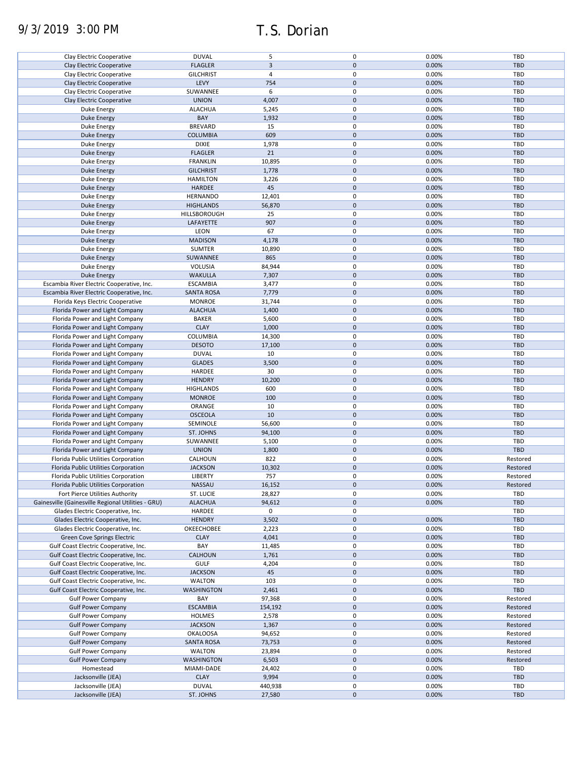# 9/3/2019 3:00 PM T.S. Dorian

| | | | | | |
|---|---|---|---|---|---|
| Clay Electric Cooperative | DUVAL | 5 | 0 | 0.00% | TBD |
| Clay Electric Cooperative | FLAGLER | 3 | 0 | 0.00% | TBD |
| Clay Electric Cooperative | GILCHRIST | 4 | 0 | 0.00% | TBD |
| Clay Electric Cooperative | LEVY | 754 | 0 | 0.00% | TBD |
| Clay Electric Cooperative | SUWANNEE | 6 | 0 | 0.00% | TBD |
| Clay Electric Cooperative | UNION | 4,007 | 0 | 0.00% | TBD |
| Duke Energy | ALACHUA | 5,245 | 0 | 0.00% | TBD |
| Duke Energy | BAY | 1,932 | 0 | 0.00% | TBD |
| Duke Energy | BREVARD | 15 | 0 | 0.00% | TBD |
| Duke Energy | COLUMBIA | 609 | 0 | 0.00% | TBD |
| Duke Energy | DIXIE | 1,978 | 0 | 0.00% | TBD |
| Duke Energy | FLAGLER | 21 | 0 | 0.00% | TBD |
| Duke Energy | FRANKLIN | 10,895 | 0 | 0.00% | TBD |
| Duke Energy | GILCHRIST | 1,778 | 0 | 0.00% | TBD |
| Duke Energy | HAMILTON | 3,226 | 0 | 0.00% | TBD |
| Duke Energy | HARDEE | 45 | 0 | 0.00% | TBD |
| Duke Energy | HERNANDO | 12,401 | 0 | 0.00% | TBD |
| Duke Energy | HIGHLANDS | 56,870 | 0 | 0.00% | TBD |
| Duke Energy | HILLSBOROUGH | 25 | 0 | 0.00% | TBD |
| Duke Energy | LAFAYETTE | 907 | 0 | 0.00% | TBD |
| Duke Energy | LEON | 67 | 0 | 0.00% | TBD |
| Duke Energy | MADISON | 4,178 | 0 | 0.00% | TBD |
| Duke Energy | SUMTER | 10,890 | 0 | 0.00% | TBD |
| Duke Energy | SUWANNEE | 865 | 0 | 0.00% | TBD |
| Duke Energy | VOLUSIA | 84,944 | 0 | 0.00% | TBD |
| Duke Energy | WAKULLA | 7,307 | 0 | 0.00% | TBD |
| Escambia River Electric Cooperative, Inc. | ESCAMBIA | 3,477 | 0 | 0.00% | TBD |
| Escambia River Electric Cooperative, Inc. | SANTA ROSA | 7,779 | 0 | 0.00% | TBD |
| Florida Keys Electric Cooperative | MONROE | 31,744 | 0 | 0.00% | TBD |
| Florida Power and Light Company | ALACHUA | 1,400 | 0 | 0.00% | TBD |
| Florida Power and Light Company | BAKER | 5,600 | 0 | 0.00% | TBD |
| Florida Power and Light Company | CLAY | 1,000 | 0 | 0.00% | TBD |
| Florida Power and Light Company | COLUMBIA | 14,300 | 0 | 0.00% | TBD |
| Florida Power and Light Company | DESOTO | 17,100 | 0 | 0.00% | TBD |
| Florida Power and Light Company | DUVAL | 10 | 0 | 0.00% | TBD |
| Florida Power and Light Company | GLADES | 3,500 | 0 | 0.00% | TBD |
| Florida Power and Light Company | HARDEE | 30 | 0 | 0.00% | TBD |
| Florida Power and Light Company | HENDRY | 10,200 | 0 | 0.00% | TBD |
| Florida Power and Light Company | HIGHLANDS | 600 | 0 | 0.00% | TBD |
| Florida Power and Light Company | MONROE | 100 | 0 | 0.00% | TBD |
| Florida Power and Light Company | ORANGE | 10 | 0 | 0.00% | TBD |
| Florida Power and Light Company | OSCEOLA | 10 | 0 | 0.00% | TBD |
| Florida Power and Light Company | SEMINOLE | 56,600 | 0 | 0.00% | TBD |
| Florida Power and Light Company | ST. JOHNS | 94,100 | 0 | 0.00% | TBD |
| Florida Power and Light Company | SUWANNEE | 5,100 | 0 | 0.00% | TBD |
| Florida Power and Light Company | UNION | 1,800 | 0 | 0.00% | TBD |
| Florida Public Utilities Corporation | CALHOUN | 822 | 0 | 0.00% | Restored |
| Florida Public Utilities Corporation | JACKSON | 10,302 | 0 | 0.00% | Restored |
| Florida Public Utilities Corporation | LIBERTY | 757 | 0 | 0.00% | Restored |
| Florida Public Utilities Corporation | NASSAU | 16,152 | 0 | 0.00% | Restored |
| Fort Pierce Utilities Authority | ST. LUCIE | 28,827 | 0 | 0.00% | TBD |
| Gainesville (Gainesville Regional Utilities - GRU) | ALACHUA | 94,612 | 0 | 0.00% | TBD |
| Glades Electric Cooperative, Inc. | HARDEE | 0 | 0 | | TBD |
| Glades Electric Cooperative, Inc. | HENDRY | 3,502 | 0 | 0.00% | TBD |
| Glades Electric Cooperative, Inc. | OKEECHOBEE | 2,223 | 0 | 0.00% | TBD |
| Green Cove Springs Electric | CLAY | 4,041 | 0 | 0.00% | TBD |
| Gulf Coast Electric Cooperative, Inc. | BAY | 11,485 | 0 | 0.00% | TBD |
| Gulf Coast Electric Cooperative, Inc. | CALHOUN | 1,761 | 0 | 0.00% | TBD |
| Gulf Coast Electric Cooperative, Inc. | GULF | 4,204 | 0 | 0.00% | TBD |
| Gulf Coast Electric Cooperative, Inc. | JACKSON | 45 | 0 | 0.00% | TBD |
| Gulf Coast Electric Cooperative, Inc. | WALTON | 103 | 0 | 0.00% | TBD |
| Gulf Coast Electric Cooperative, Inc. | WASHINGTON | 2,461 | 0 | 0.00% | TBD |
| Gulf Power Company | BAY | 97,368 | 0 | 0.00% | Restored |
| Gulf Power Company | ESCAMBIA | 154,192 | 0 | 0.00% | Restored |
| Gulf Power Company | HOLMES | 2,578 | 0 | 0.00% | Restored |
| Gulf Power Company | JACKSON | 1,367 | 0 | 0.00% | Restored |
| Gulf Power Company | OKALOOSA | 94,652 | 0 | 0.00% | Restored |
| Gulf Power Company | SANTA ROSA | 73,753 | 0 | 0.00% | Restored |
| Gulf Power Company | WALTON | 23,894 | 0 | 0.00% | Restored |
| Gulf Power Company | WASHINGTON | 6,503 | 0 | 0.00% | Restored |
| Homestead | MIAMI-DADE | 24,402 | 0 | 0.00% | TBD |
| Jacksonville (JEA) | CLAY | 9,994 | 0 | 0.00% | TBD |
| Jacksonville (JEA) | DUVAL | 440,938 | 0 | 0.00% | TBD |
| Jacksonville (JEA) | ST. JOHNS | 27,580 | 0 | 0.00% | TBD |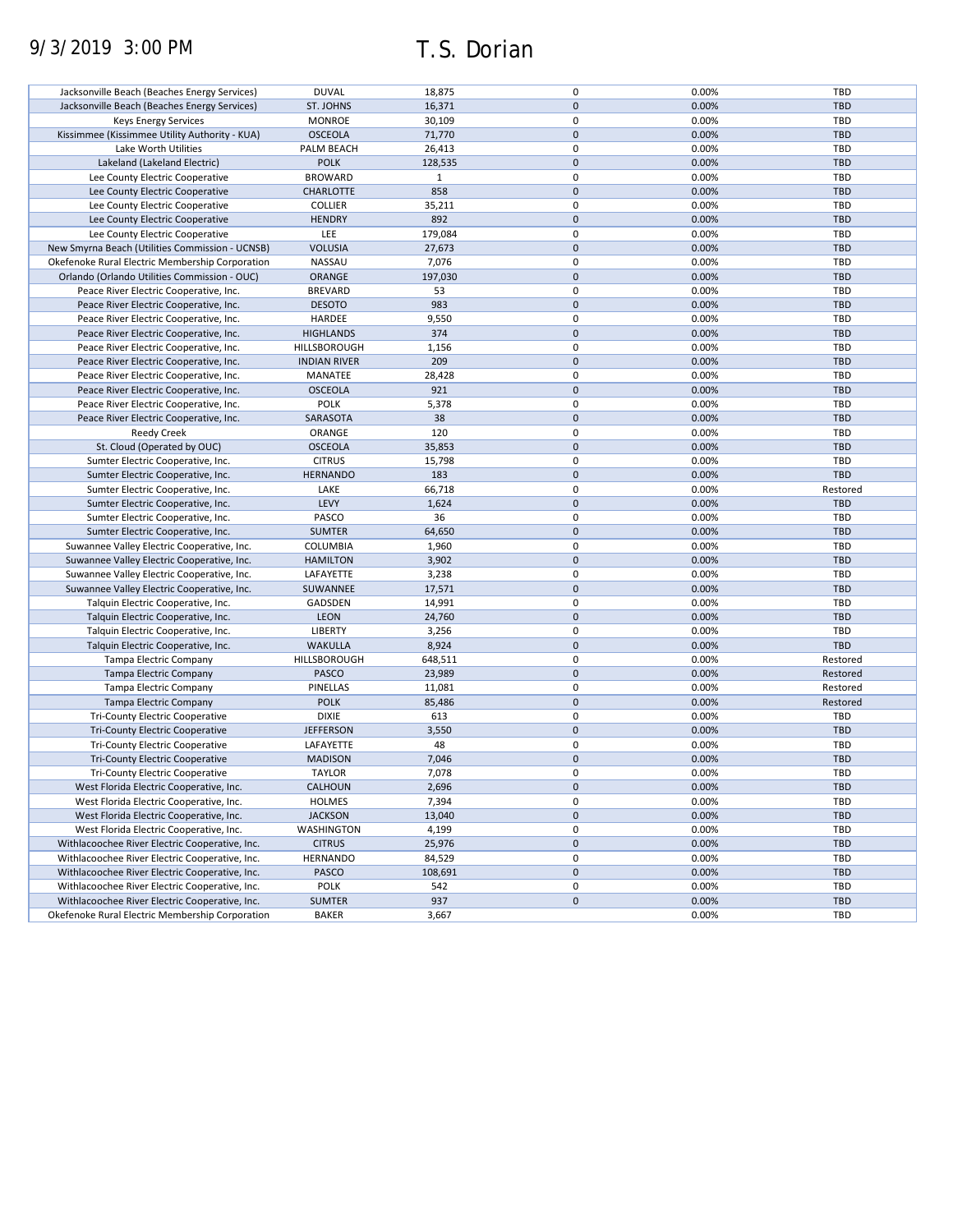# 9/3/2019 3:00 PM T.S. Dorian

| | | | | | |
|---|---|---|---|---|---|
| Jacksonville Beach (Beaches Energy Services) | DUVAL | 18,875 | 0 | 0.00% | TBD |
| Jacksonville Beach (Beaches Energy Services) | ST. JOHNS | 16,371 | 0 | 0.00% | TBD |
| Keys Energy Services | MONROE | 30,109 | 0 | 0.00% | TBD |
| Kissimmee (Kissimmee Utility Authority - KUA) | OSCEOLA | 71,770 | 0 | 0.00% | TBD |
| Lake Worth Utilities | PALM BEACH | 26,413 | 0 | 0.00% | TBD |
| Lakeland (Lakeland Electric) | POLK | 128,535 | 0 | 0.00% | TBD |
| Lee County Electric Cooperative | BROWARD | 1 | 0 | 0.00% | TBD |
| Lee County Electric Cooperative | CHARLOTTE | 858 | 0 | 0.00% | TBD |
| Lee County Electric Cooperative | COLLIER | 35,211 | 0 | 0.00% | TBD |
| Lee County Electric Cooperative | HENDRY | 892 | 0 | 0.00% | TBD |
| Lee County Electric Cooperative | LEE | 179,084 | 0 | 0.00% | TBD |
| New Smyrna Beach (Utilities Commission - UCNSB) | VOLUSIA | 27,673 | 0 | 0.00% | TBD |
| Okefenoke Rural Electric Membership Corporation | NASSAU | 7,076 | 0 | 0.00% | TBD |
| Orlando (Orlando Utilities Commission - OUC) | ORANGE | 197,030 | 0 | 0.00% | TBD |
| Peace River Electric Cooperative, Inc. | BREVARD | 53 | 0 | 0.00% | TBD |
| Peace River Electric Cooperative, Inc. | DESOTO | 983 | 0 | 0.00% | TBD |
| Peace River Electric Cooperative, Inc. | HARDEE | 9,550 | 0 | 0.00% | TBD |
| Peace River Electric Cooperative, Inc. | HIGHLANDS | 374 | 0 | 0.00% | TBD |
| Peace River Electric Cooperative, Inc. | HILLSBOROUGH | 1,156 | 0 | 0.00% | TBD |
| Peace River Electric Cooperative, Inc. | INDIAN RIVER | 209 | 0 | 0.00% | TBD |
| Peace River Electric Cooperative, Inc. | MANATEE | 28,428 | 0 | 0.00% | TBD |
| Peace River Electric Cooperative, Inc. | OSCEOLA | 921 | 0 | 0.00% | TBD |
| Peace River Electric Cooperative, Inc. | POLK | 5,378 | 0 | 0.00% | TBD |
| Peace River Electric Cooperative, Inc. | SARASOTA | 38 | 0 | 0.00% | TBD |
| Reedy Creek | ORANGE | 120 | 0 | 0.00% | TBD |
| St. Cloud (Operated by OUC) | OSCEOLA | 35,853 | 0 | 0.00% | TBD |
| Sumter Electric Cooperative, Inc. | CITRUS | 15,798 | 0 | 0.00% | TBD |
| Sumter Electric Cooperative, Inc. | HERNANDO | 183 | 0 | 0.00% | TBD |
| Sumter Electric Cooperative, Inc. | LAKE | 66,718 | 0 | 0.00% | Restored |
| Sumter Electric Cooperative, Inc. | LEVY | 1,624 | 0 | 0.00% | TBD |
| Sumter Electric Cooperative, Inc. | PASCO | 36 | 0 | 0.00% | TBD |
| Sumter Electric Cooperative, Inc. | SUMTER | 64,650 | 0 | 0.00% | TBD |
| Suwannee Valley Electric Cooperative, Inc. | COLUMBIA | 1,960 | 0 | 0.00% | TBD |
| Suwannee Valley Electric Cooperative, Inc. | HAMILTON | 3,902 | 0 | 0.00% | TBD |
| Suwannee Valley Electric Cooperative, Inc. | LAFAYETTE | 3,238 | 0 | 0.00% | TBD |
| Suwannee Valley Electric Cooperative, Inc. | SUWANNEE | 17,571 | 0 | 0.00% | TBD |
| Talquin Electric Cooperative, Inc. | GADSDEN | 14,991 | 0 | 0.00% | TBD |
| Talquin Electric Cooperative, Inc. | LEON | 24,760 | 0 | 0.00% | TBD |
| Talquin Electric Cooperative, Inc. | LIBERTY | 3,256 | 0 | 0.00% | TBD |
| Talquin Electric Cooperative, Inc. | WAKULLA | 8,924 | 0 | 0.00% | TBD |
| Tampa Electric Company | HILLSBOROUGH | 648,511 | 0 | 0.00% | Restored |
| Tampa Electric Company | PASCO | 23,989 | 0 | 0.00% | Restored |
| Tampa Electric Company | PINELLAS | 11,081 | 0 | 0.00% | Restored |
| Tampa Electric Company | POLK | 85,486 | 0 | 0.00% | Restored |
| Tri-County Electric Cooperative | DIXIE | 613 | 0 | 0.00% | TBD |
| Tri-County Electric Cooperative | JEFFERSON | 3,550 | 0 | 0.00% | TBD |
| Tri-County Electric Cooperative | LAFAYETTE | 48 | 0 | 0.00% | TBD |
| Tri-County Electric Cooperative | MADISON | 7,046 | 0 | 0.00% | TBD |
| Tri-County Electric Cooperative | TAYLOR | 7,078 | 0 | 0.00% | TBD |
| West Florida Electric Cooperative, Inc. | CALHOUN | 2,696 | 0 | 0.00% | TBD |
| West Florida Electric Cooperative, Inc. | HOLMES | 7,394 | 0 | 0.00% | TBD |
| West Florida Electric Cooperative, Inc. | JACKSON | 13,040 | 0 | 0.00% | TBD |
| West Florida Electric Cooperative, Inc. | WASHINGTON | 4,199 | 0 | 0.00% | TBD |
| Withlacoochee River Electric Cooperative, Inc. | CITRUS | 25,976 | 0 | 0.00% | TBD |
| Withlacoochee River Electric Cooperative, Inc. | HERNANDO | 84,529 | 0 | 0.00% | TBD |
| Withlacoochee River Electric Cooperative, Inc. | PASCO | 108,691 | 0 | 0.00% | TBD |
| Withlacoochee River Electric Cooperative, Inc. | POLK | 542 | 0 | 0.00% | TBD |
| Withlacoochee River Electric Cooperative, Inc. | SUMTER | 937 | 0 | 0.00% | TBD |
| Okefenoke Rural Electric Membership Corporation | BAKER | 3,667 | | 0.00% | TBD |